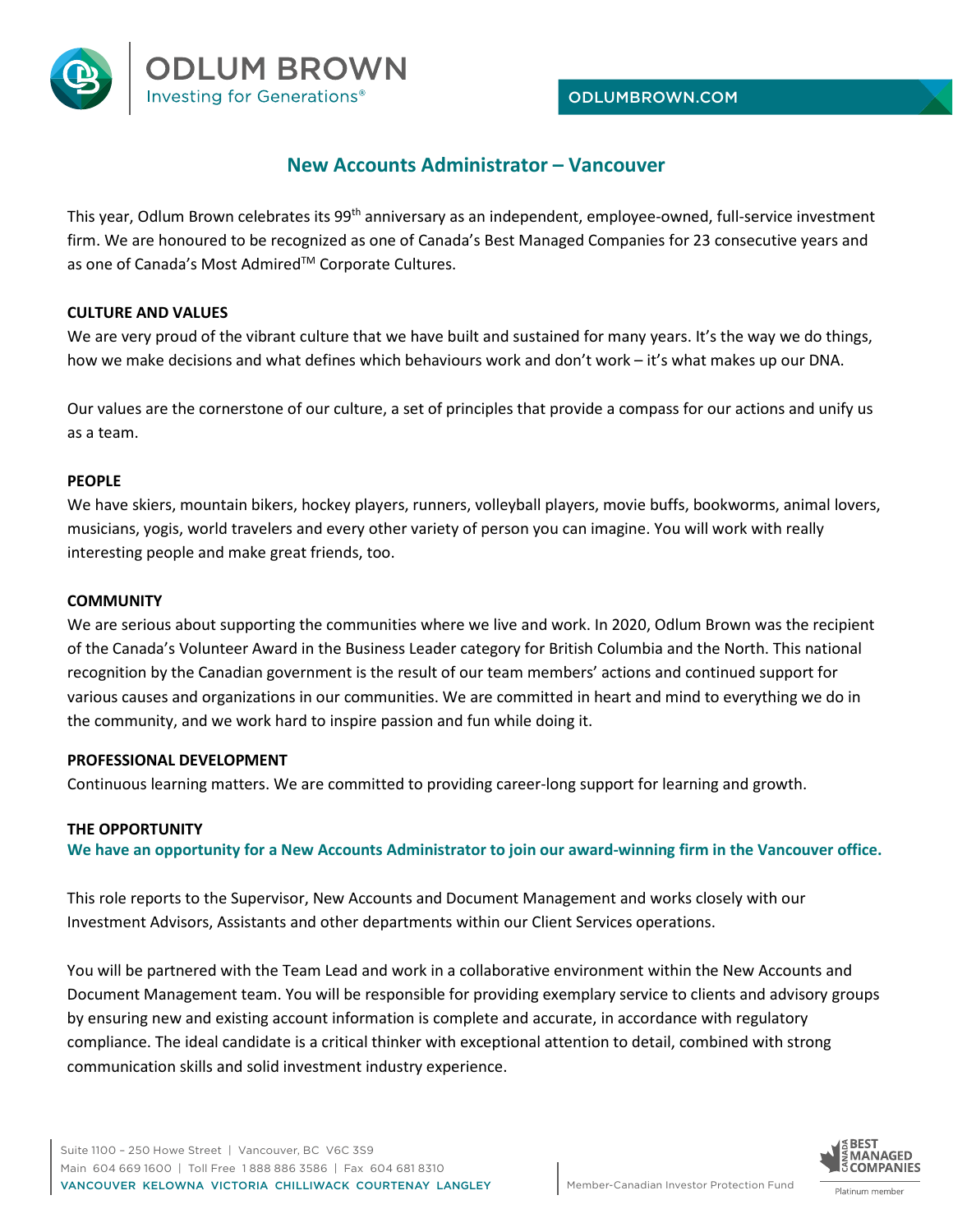# New Accounts Administrator – Vancouver

This year, Odlum Brown celebrates its 99th anniversary as an independent, employee-owned, full-service investment firm. We are honoured to be recognized as one of Canada's Best Managed Companies for 23 consecutive years and as one of Canada's Most Admired™ Corporate Cultures.

**CULTURE AND VALUES**

We are very proud of the vibrant culture that we have built and sustained for many years. It's the way we do things, how we make decisions and what defines which behaviours work and don't work – it's what makes up our DNA.

Our values are the cornerstone of our culture, a set of principles that provide a compass for our actions and unify us as a team.

**PEOPLE**

We have skiers, mountain bikers, hockey players, runners, volleyball players, movie buffs, bookworms, animal lovers, musicians, yogis, world travelers and every other variety of person you can imagine. You will work with really interesting people and make great friends, too.

**COMMUNITY**

We are serious about supporting the communities where we live and work. In 2020, Odlum Brown was the recipient of the Canada's Volunteer Award in the Business Leader category for British Columbia and the North. This national recognition by the Canadian government is the result of our team members' actions and continued support for various causes and organizations in our communities. We are committed in heart and mind to everything we do in the community, and we work hard to inspire passion and fun while doing it.

**PROFESSIONAL DEVELOPMENT**

Continuous learning matters. We are committed to providing career-long support for learning and growth.

**THE OPPORTUNITY**

**We have an opportunity for a New Accounts Administrator to join our award-winning firm in the Vancouver office.**

This role reports to the Supervisor, New Accounts and Document Management and works closely with our Investment Advisors, Assistants and other departments within our Client Services operations.

You will be partnered with the Team Lead and work in a collaborative environment within the New Accounts and Document Management team. You will be responsible for providing exemplary service to clients and advisory groups by ensuring new and existing account information is complete and accurate, in accordance with regulatory compliance. The ideal candidate is a critical thinker with exceptional attention to detail, combined with strong communication skills and solid investment industry experience.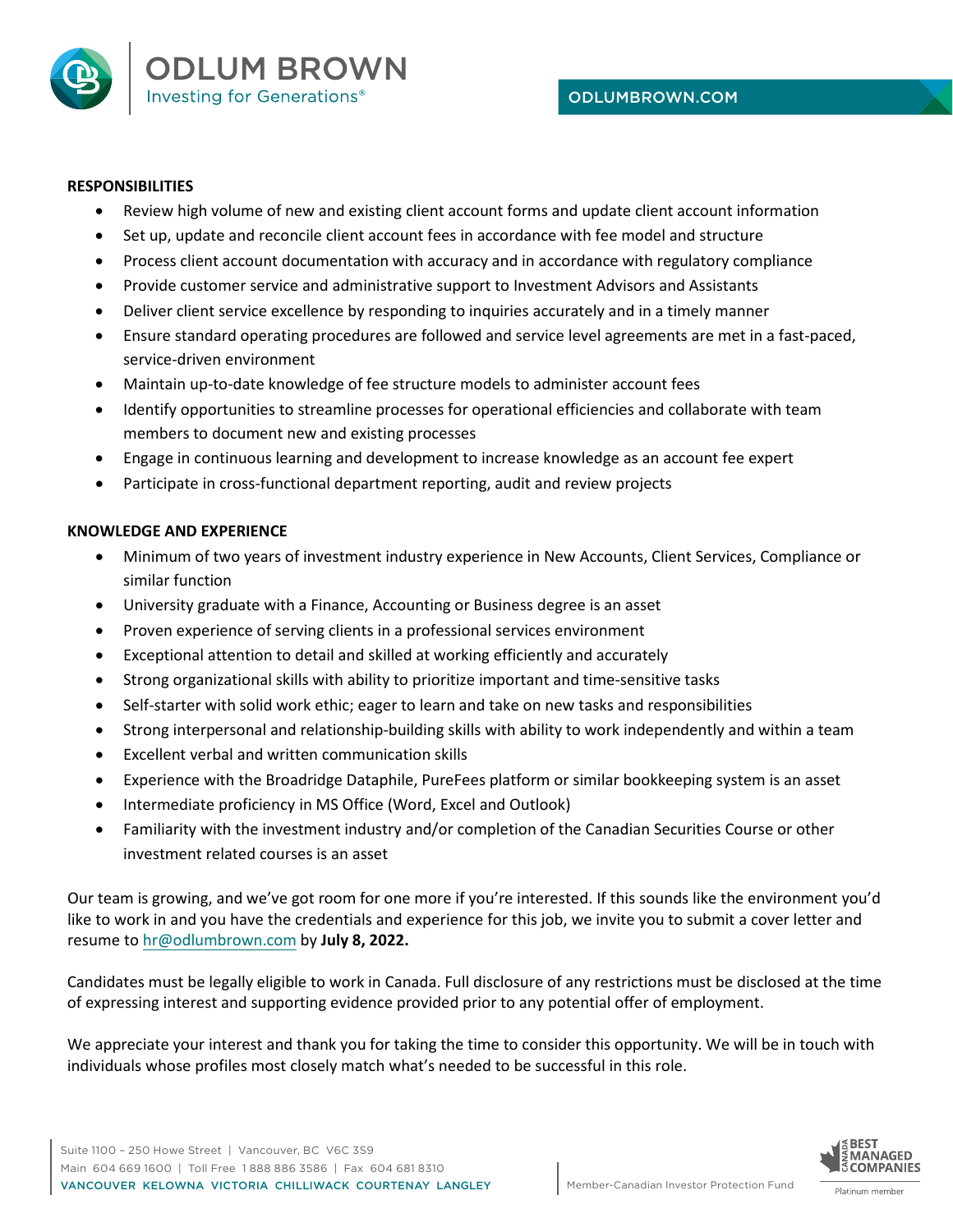**RESPONSIBILITIES**

- Review high volume of new and existing client account forms and update client account information
- Set up, update and reconcile client account fees in accordance with fee model and structure
- Process client account documentation with accuracy and in accordance with regulatory compliance
- Provide customer service and administrative support to Investment Advisors and Assistants
- Deliver client service excellence by responding to inquiries accurately and in a timely manner
- Ensure standard operating procedures are followed and service level agreements are met in a fast-paced, service-driven environment
- Maintain up-to-date knowledge of fee structure models to administer account fees
- Identify opportunities to streamline processes for operational efficiencies and collaborate with team members to document new and existing processes
- Engage in continuous learning and development to increase knowledge as an account fee expert
- Participate in cross-functional department reporting, audit and review projects

**KNOWLEDGE AND EXPERIENCE**

- Minimum of two years of investment industry experience in New Accounts, Client Services, Compliance or similar function
- University graduate with a Finance, Accounting or Business degree is an asset
- Proven experience of serving clients in a professional services environment
- Exceptional attention to detail and skilled at working efficiently and accurately
- Strong organizational skills with ability to prioritize important and time-sensitive tasks
- Self-starter with solid work ethic; eager to learn and take on new tasks and responsibilities
- Strong interpersonal and relationship-building skills with ability to work independently and within a team
- Excellent verbal and written communication skills
- Experience with the Broadridge Dataphile, PureFees platform or similar bookkeeping system is an asset
- Intermediate proficiency in MS Office (Word, Excel and Outlook)
- Familiarity with the investment industry and/or completion of the Canadian Securities Course or other investment related courses is an asset

Our team is growing, and we've got room for one more if you're interested. If this sounds like the environment you'd like to work in and you have the credentials and experience for this job, we invite you to submit a cover letter and resume to hr@odlumbrown.com by **July 8, 2022.**

Candidates must be legally eligible to work in Canada. Full disclosure of any restrictions must be disclosed at the time of expressing interest and supporting evidence provided prior to any potential offer of employment.

We appreciate your interest and thank you for taking the time to consider this opportunity. We will be in touch with individuals whose profiles most closely match what's needed to be successful in this role.